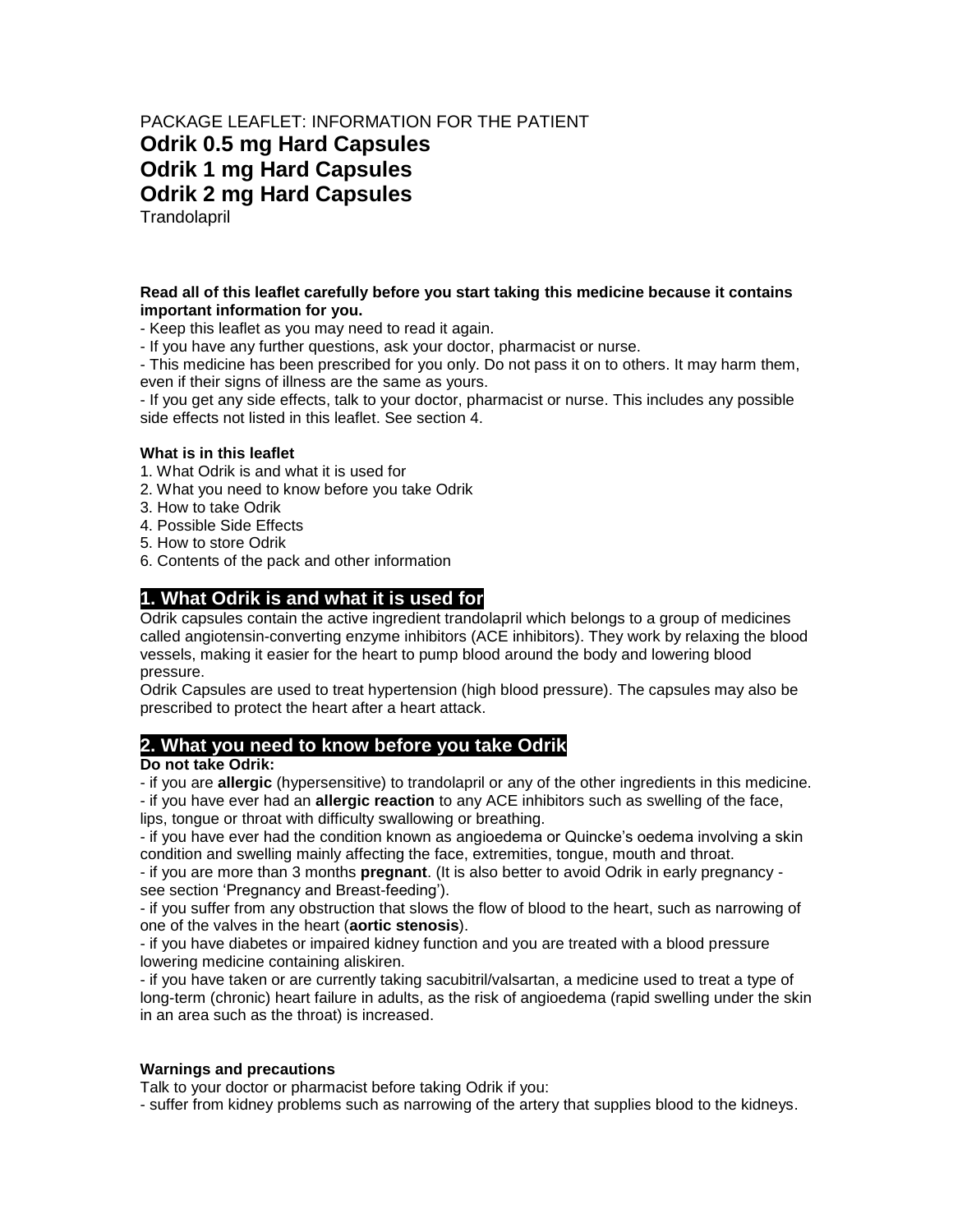PACKAGE LEAFLET: INFORMATION FOR THE PATIENT

# Odrik 0.5 mg Hard Capsules
# Odrik 1 mg Hard Capsules
# Odrik 2 mg Hard Capsules

Trandolapril

**Read all of this leaflet carefully before you start taking this medicine because it contains important information for you.**

- Keep this leaflet as you may need to read it again.
- If you have any further questions, ask your doctor, pharmacist or nurse.
- This medicine has been prescribed for you only. Do not pass it on to others. It may harm them, even if their signs of illness are the same as yours.
- If you get any side effects, talk to your doctor, pharmacist or nurse. This includes any possible side effects not listed in this leaflet. See section 4.

**What is in this leaflet**

1. What Odrik is and what it is used for
2. What you need to know before you take Odrik
3. How to take Odrik
4. Possible Side Effects
5. How to store Odrik
6. Contents of the pack and other information

## 1. What Odrik is and what it is used for

Odrik capsules contain the active ingredient trandolapril which belongs to a group of medicines called angiotensin-converting enzyme inhibitors (ACE inhibitors). They work by relaxing the blood vessels, making it easier for the heart to pump blood around the body and lowering blood pressure.

Odrik Capsules are used to treat hypertension (high blood pressure). The capsules may also be prescribed to protect the heart after a heart attack.

## 2. What you need to know before you take Odrik

**Do not take Odrik:**

- if you are **allergic** (hypersensitive) to trandolapril or any of the other ingredients in this medicine.
- if you have ever had an **allergic reaction** to any ACE inhibitors such as swelling of the face, lips, tongue or throat with difficulty swallowing or breathing.
- if you have ever had the condition known as angioedema or Quincke's oedema involving a skin condition and swelling mainly affecting the face, extremities, tongue, mouth and throat.
- if you are more than 3 months **pregnant**. (It is also better to avoid Odrik in early pregnancy - see section 'Pregnancy and Breast-feeding').
- if you suffer from any obstruction that slows the flow of blood to the heart, such as narrowing of one of the valves in the heart (**aortic stenosis**).
- if you have diabetes or impaired kidney function and you are treated with a blood pressure lowering medicine containing aliskiren.
- if you have taken or are currently taking sacubitril/valsartan, a medicine used to treat a type of long-term (chronic) heart failure in adults, as the risk of angioedema (rapid swelling under the skin in an area such as the throat) is increased.

**Warnings and precautions**

Talk to your doctor or pharmacist before taking Odrik if you:

- suffer from kidney problems such as narrowing of the artery that supplies blood to the kidneys.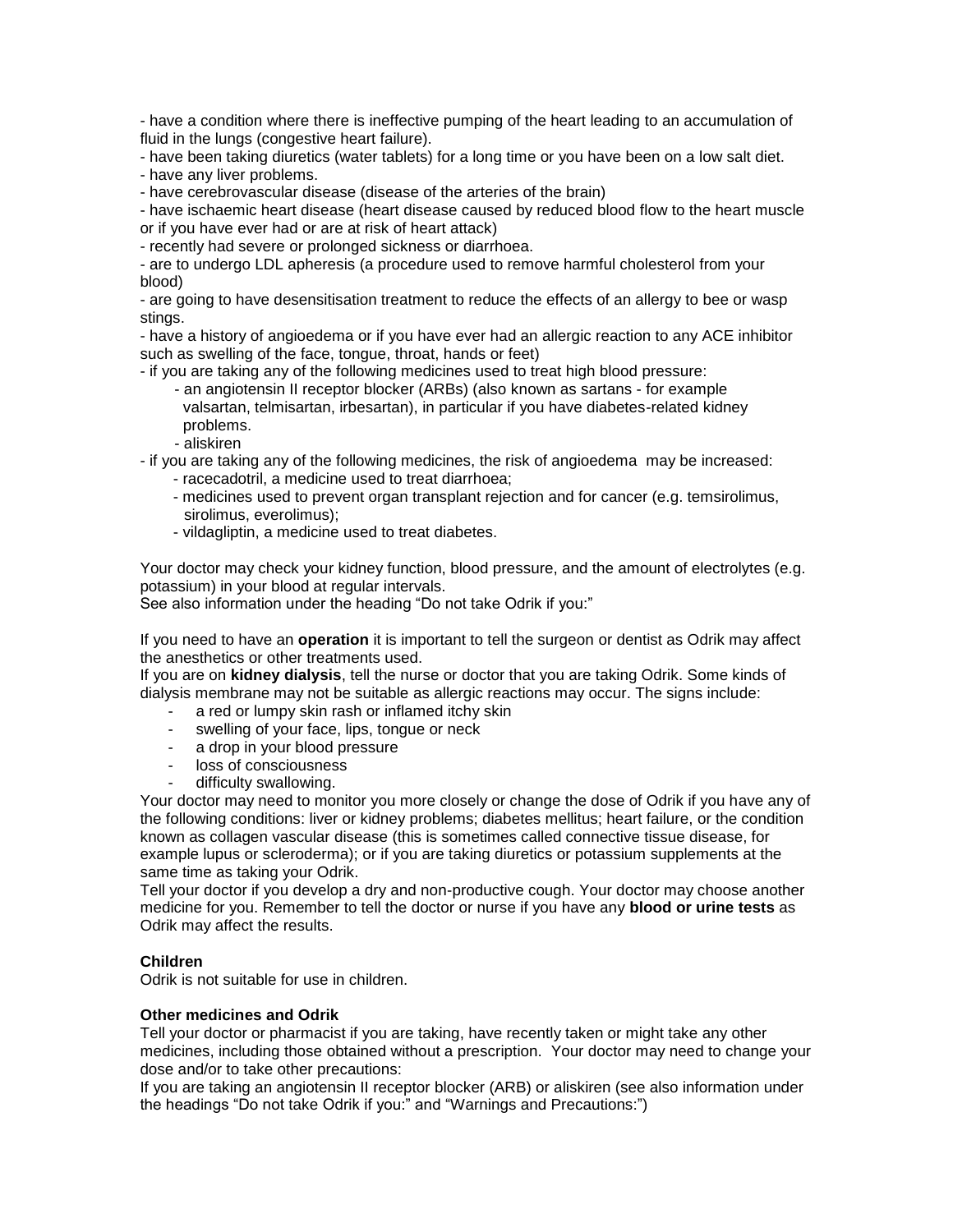- have a condition where there is ineffective pumping of the heart leading to an accumulation of fluid in the lungs (congestive heart failure).
- have been taking diuretics (water tablets) for a long time or you have been on a low salt diet.
- have any liver problems.
- have cerebrovascular disease (disease of the arteries of the brain)
- have ischaemic heart disease (heart disease caused by reduced blood flow to the heart muscle or if you have ever had or are at risk of heart attack)
- recently had severe or prolonged sickness or diarrhoea.
- are to undergo LDL apheresis (a procedure used to remove harmful cholesterol from your blood)
- are going to have desensitisation treatment to reduce the effects of an allergy to bee or wasp stings.
- have a history of angioedema or if you have ever had an allergic reaction to any ACE inhibitor such as swelling of the face, tongue, throat, hands or feet)
- if you are taking any of the following medicines used to treat high blood pressure:
    - an angiotensin II receptor blocker (ARBs) (also known as sartans - for example valsartan, telmisartan, irbesartan), in particular if you have diabetes-related kidney problems.
    - aliskiren
- if you are taking any of the following medicines, the risk of angioedema may be increased:
    - racecadotril, a medicine used to treat diarrhoea;
    - medicines used to prevent organ transplant rejection and for cancer (e.g. temsirolimus, sirolimus, everolimus);
    - vildagliptin, a medicine used to treat diabetes.

Your doctor may check your kidney function, blood pressure, and the amount of electrolytes (e.g. potassium) in your blood at regular intervals.
See also information under the heading "Do not take Odrik if you:"

If you need to have an **operation** it is important to tell the surgeon or dentist as Odrik may affect the anesthetics or other treatments used.
If you are on **kidney dialysis**, tell the nurse or doctor that you are taking Odrik. Some kinds of dialysis membrane may not be suitable as allergic reactions may occur. The signs include:

- a red or lumpy skin rash or inflamed itchy skin
- swelling of your face, lips, tongue or neck
- a drop in your blood pressure
- loss of consciousness
- difficulty swallowing.

Your doctor may need to monitor you more closely or change the dose of Odrik if you have any of the following conditions: liver or kidney problems; diabetes mellitus; heart failure, or the condition known as collagen vascular disease (this is sometimes called connective tissue disease, for example lupus or scleroderma); or if you are taking diuretics or potassium supplements at the same time as taking your Odrik.
Tell your doctor if you develop a dry and non-productive cough. Your doctor may choose another medicine for you. Remember to tell the doctor or nurse if you have any **blood or urine tests** as Odrik may affect the results.

**Children**
Odrik is not suitable for use in children.

**Other medicines and Odrik**
Tell your doctor or pharmacist if you are taking, have recently taken or might take any other medicines, including those obtained without a prescription. Your doctor may need to change your dose and/or to take other precautions:
If you are taking an angiotensin II receptor blocker (ARB) or aliskiren (see also information under the headings "Do not take Odrik if you:" and "Warnings and Precautions:")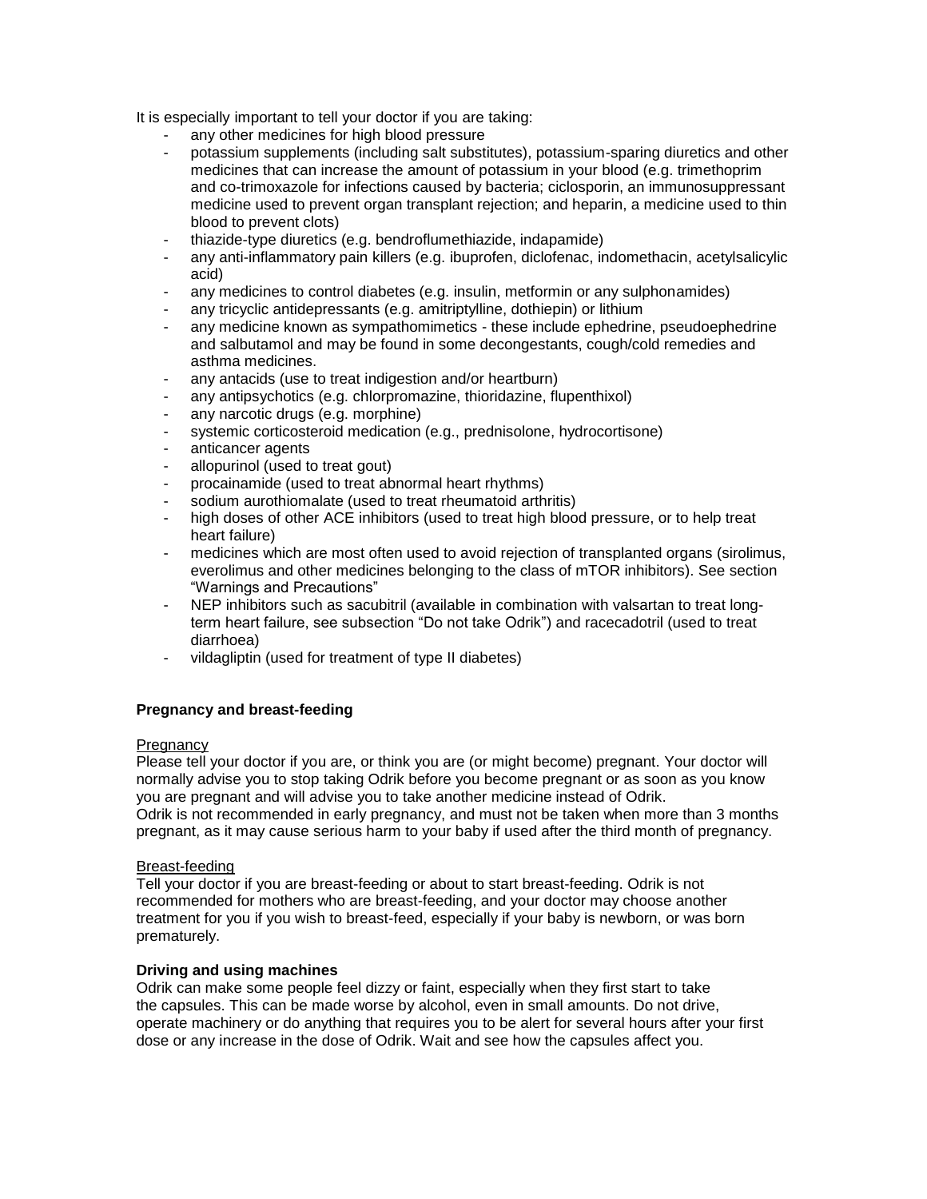It is especially important to tell your doctor if you are taking:

- any other medicines for high blood pressure
- potassium supplements (including salt substitutes), potassium-sparing diuretics and other medicines that can increase the amount of potassium in your blood (e.g. trimethoprim and co-trimoxazole for infections caused by bacteria; ciclosporin, an immunosuppressant medicine used to prevent organ transplant rejection; and heparin, a medicine used to thin blood to prevent clots)
- thiazide-type diuretics (e.g. bendroflumethiazide, indapamide)
- any anti-inflammatory pain killers (e.g. ibuprofen, diclofenac, indomethacin, acetylsalicylic acid)
- any medicines to control diabetes (e.g. insulin, metformin or any sulphonamides)
- any tricyclic antidepressants (e.g. amitriptylline, dothiepin) or lithium
- any medicine known as sympathomimetics - these include ephedrine, pseudoephedrine and salbutamol and may be found in some decongestants, cough/cold remedies and asthma medicines.
- any antacids (use to treat indigestion and/or heartburn)
- any antipsychotics (e.g. chlorpromazine, thioridazine, flupenthixol)
- any narcotic drugs (e.g. morphine)
- systemic corticosteroid medication (e.g., prednisolone, hydrocortisone)
- anticancer agents
- allopurinol (used to treat gout)
- procainamide (used to treat abnormal heart rhythms)
- sodium aurothiomalate (used to treat rheumatoid arthritis)
- high doses of other ACE inhibitors (used to treat high blood pressure, or to help treat heart failure)
- medicines which are most often used to avoid rejection of transplanted organs (sirolimus, everolimus and other medicines belonging to the class of mTOR inhibitors). See section "Warnings and Precautions"
- NEP inhibitors such as sacubitril (available in combination with valsartan to treat long-term heart failure, see subsection "Do not take Odrik") and racecadotril (used to treat diarrhoea)
- vildagliptin (used for treatment of type II diabetes)

**Pregnancy and breast-feeding**

Pregnancy

Please tell your doctor if you are, or think you are (or might become) pregnant. Your doctor will normally advise you to stop taking Odrik before you become pregnant or as soon as you know you are pregnant and will advise you to take another medicine instead of Odrik.
Odrik is not recommended in early pregnancy, and must not be taken when more than 3 months pregnant, as it may cause serious harm to your baby if used after the third month of pregnancy.

Breast-feeding

Tell your doctor if you are breast-feeding or about to start breast-feeding. Odrik is not recommended for mothers who are breast-feeding, and your doctor may choose another treatment for you if you wish to breast-feed, especially if your baby is newborn, or was born prematurely.

**Driving and using machines**

Odrik can make some people feel dizzy or faint, especially when they first start to take the capsules. This can be made worse by alcohol, even in small amounts. Do not drive, operate machinery or do anything that requires you to be alert for several hours after your first dose or any increase in the dose of Odrik. Wait and see how the capsules affect you.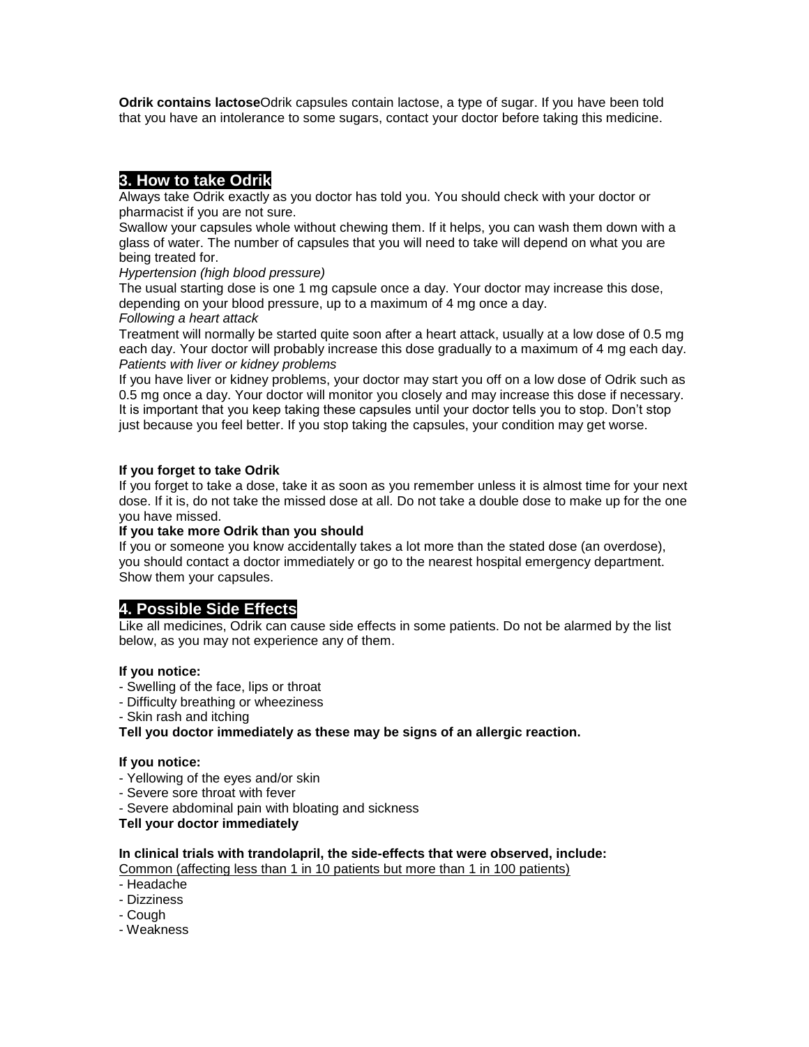**Odrik contains lactose**Odrik capsules contain lactose, a type of sugar. If you have been told that you have an intolerance to some sugars, contact your doctor before taking this medicine.

## 3. How to take Odrik

Always take Odrik exactly as you doctor has told you. You should check with your doctor or pharmacist if you are not sure.

Swallow your capsules whole without chewing them. If it helps, you can wash them down with a glass of water. The number of capsules that you will need to take will depend on what you are being treated for.

*Hypertension (high blood pressure)*

The usual starting dose is one 1 mg capsule once a day. Your doctor may increase this dose, depending on your blood pressure, up to a maximum of 4 mg once a day.

*Following a heart attack*

Treatment will normally be started quite soon after a heart attack, usually at a low dose of 0.5 mg each day. Your doctor will probably increase this dose gradually to a maximum of 4 mg each day.

*Patients with liver or kidney problems*

If you have liver or kidney problems, your doctor may start you off on a low dose of Odrik such as 0.5 mg once a day. Your doctor will monitor you closely and may increase this dose if necessary.
It is important that you keep taking these capsules until your doctor tells you to stop. Don't stop just because you feel better. If you stop taking the capsules, your condition may get worse.

**If you forget to take Odrik**

If you forget to take a dose, take it as soon as you remember unless it is almost time for your next dose. If it is, do not take the missed dose at all. Do not take a double dose to make up for the one you have missed.

**If you take more Odrik than you should**

If you or someone you know accidentally takes a lot more than the stated dose (an overdose), you should contact a doctor immediately or go to the nearest hospital emergency department. Show them your capsules.

## 4. Possible Side Effects

Like all medicines, Odrik can cause side effects in some patients. Do not be alarmed by the list below, as you may not experience any of them.

**If you notice:**

- Swelling of the face, lips or throat
- Difficulty breathing or wheeziness
- Skin rash and itching

**Tell you doctor immediately as these may be signs of an allergic reaction.**

**If you notice:**

- Yellowing of the eyes and/or skin
- Severe sore throat with fever
- Severe abdominal pain with bloating and sickness

**Tell your doctor immediately**

**In clinical trials with trandolapril, the side-effects that were observed, include:**

<u>Common (affecting less than 1 in 10 patients but more than 1 in 100 patients)</u>

- Headache
- Dizziness
- Cough
- Weakness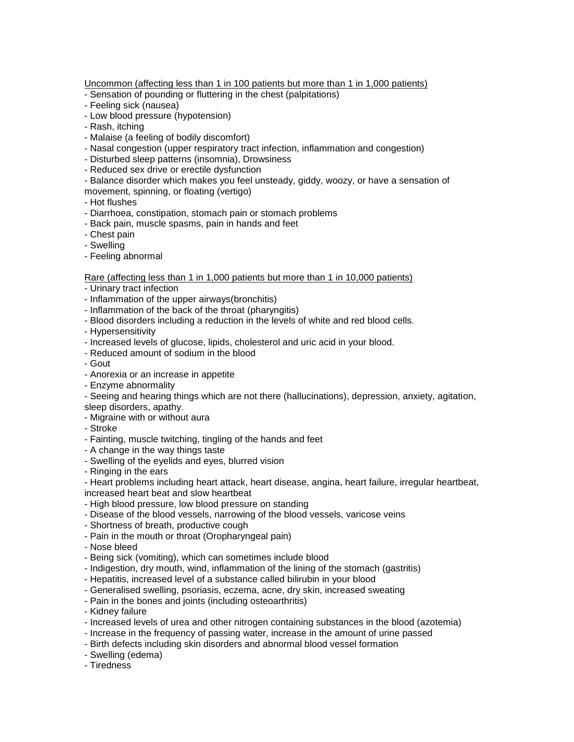Uncommon (affecting less than 1 in 100 patients but more than 1 in 1,000 patients)

- Sensation of pounding or fluttering in the chest (palpitations)
- Feeling sick (nausea)
- Low blood pressure (hypotension)
- Rash, itching
- Malaise (a feeling of bodily discomfort)
- Nasal congestion (upper respiratory tract infection, inflammation and congestion)
- Disturbed sleep patterns (insomnia), Drowsiness
- Reduced sex drive or erectile dysfunction
- Balance disorder which makes you feel unsteady, giddy, woozy, or have a sensation of movement, spinning, or floating (vertigo)
- Hot flushes
- Diarrhoea, constipation, stomach pain or stomach problems
- Back pain, muscle spasms, pain in hands and feet
- Chest pain
- Swelling
- Feeling abnormal

Rare (affecting less than 1 in 1,000 patients but more than 1 in 10,000 patients)

- Urinary tract infection
- Inflammation of the upper airways(bronchitis)
- Inflammation of the back of the throat (pharyngitis)
- Blood disorders including a reduction in the levels of white and red blood cells.
- Hypersensitivity
- Increased levels of glucose, lipids, cholesterol and uric acid in your blood.
- Reduced amount of sodium in the blood
- Gout
- Anorexia or an increase in appetite
- Enzyme abnormality
- Seeing and hearing things which are not there (hallucinations), depression, anxiety, agitation, sleep disorders, apathy.
- Migraine with or without aura
- Stroke
- Fainting, muscle twitching, tingling of the hands and feet
- A change in the way things taste
- Swelling of the eyelids and eyes, blurred vision
- Ringing in the ears
- Heart problems including heart attack, heart disease, angina, heart failure, irregular heartbeat, increased heart beat and slow heartbeat
- High blood pressure, low blood pressure on standing
- Disease of the blood vessels, narrowing of the blood vessels, varicose veins
- Shortness of breath, productive cough
- Pain in the mouth or throat (Oropharyngeal pain)
- Nose bleed
- Being sick (vomiting), which can sometimes include blood
- Indigestion, dry mouth, wind, inflammation of the lining of the stomach (gastritis)
- Hepatitis, increased level of a substance called bilirubin in your blood
- Generalised swelling, psoriasis, eczema, acne, dry skin, increased sweating
- Pain in the bones and joints (including osteoarthritis)
- Kidney failure
- Increased levels of urea and other nitrogen containing substances in the blood (azotemia)
- Increase in the frequency of passing water, increase in the amount of urine passed
- Birth defects including skin disorders and abnormal blood vessel formation
- Swelling (edema)
- Tiredness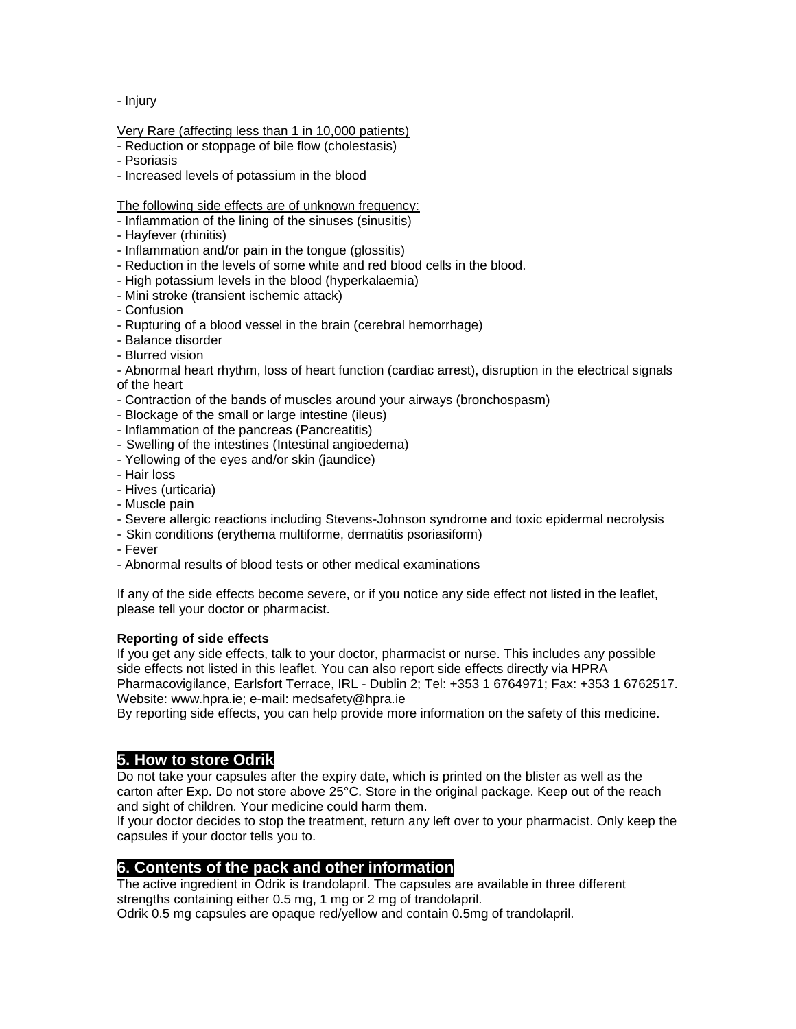- Injury

Very Rare (affecting less than 1 in 10,000 patients)

- Reduction or stoppage of bile flow (cholestasis)
- Psoriasis
- Increased levels of potassium in the blood

The following side effects are of unknown frequency:

- Inflammation of the lining of the sinuses (sinusitis)
- Hayfever (rhinitis)
- Inflammation and/or pain in the tongue (glossitis)
- Reduction in the levels of some white and red blood cells in the blood.
- High potassium levels in the blood (hyperkalaemia)
- Mini stroke (transient ischemic attack)
- Confusion
- Rupturing of a blood vessel in the brain (cerebral hemorrhage)
- Balance disorder
- Blurred vision
- Abnormal heart rhythm, loss of heart function (cardiac arrest), disruption in the electrical signals of the heart
- Contraction of the bands of muscles around your airways (bronchospasm)
- Blockage of the small or large intestine (ileus)
- Inflammation of the pancreas (Pancreatitis)
- Swelling of the intestines (Intestinal angioedema)
- Yellowing of the eyes and/or skin (jaundice)
- Hair loss
- Hives (urticaria)
- Muscle pain
- Severe allergic reactions including Stevens-Johnson syndrome and toxic epidermal necrolysis
- Skin conditions (erythema multiforme, dermatitis psoriasiform)
- Fever
- Abnormal results of blood tests or other medical examinations

If any of the side effects become severe, or if you notice any side effect not listed in the leaflet, please tell your doctor or pharmacist.

**Reporting of side effects**

If you get any side effects, talk to your doctor, pharmacist or nurse. This includes any possible side effects not listed in this leaflet. You can also report side effects directly via HPRA Pharmacovigilance, Earlsfort Terrace, IRL - Dublin 2; Tel: +353 1 6764971; Fax: +353 1 6762517. Website: www.hpra.ie; e-mail: medsafety@hpra.ie

By reporting side effects, you can help provide more information on the safety of this medicine.

## 5. How to store Odrik

Do not take your capsules after the expiry date, which is printed on the blister as well as the carton after Exp. Do not store above 25°C. Store in the original package. Keep out of the reach and sight of children. Your medicine could harm them.

If your doctor decides to stop the treatment, return any left over to your pharmacist. Only keep the capsules if your doctor tells you to.

## 6. Contents of the pack and other information

The active ingredient in Odrik is trandolapril. The capsules are available in three different strengths containing either 0.5 mg, 1 mg or 2 mg of trandolapril.

Odrik 0.5 mg capsules are opaque red/yellow and contain 0.5mg of trandolapril.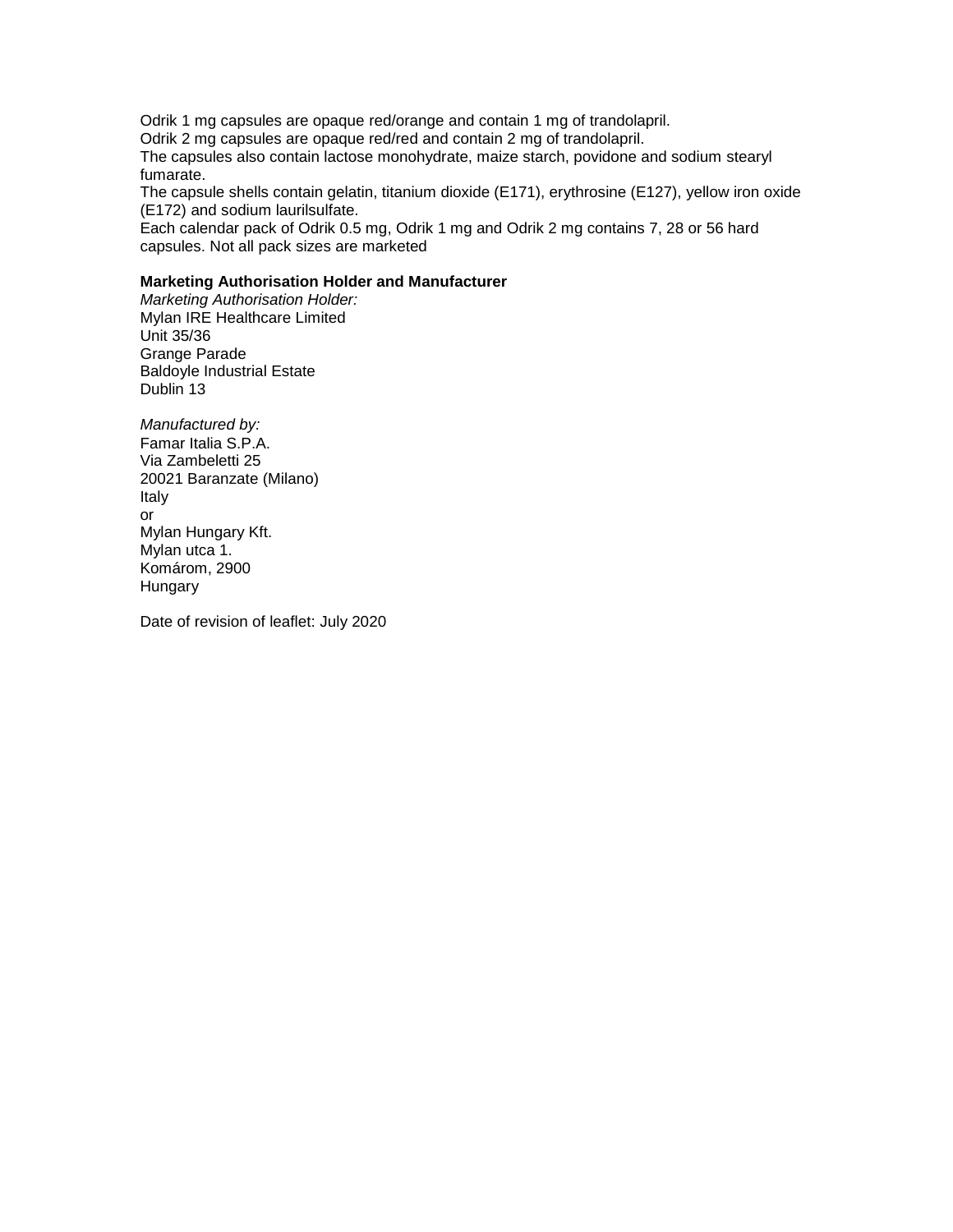Odrik 1 mg capsules are opaque red/orange and contain 1 mg of trandolapril.
Odrik 2 mg capsules are opaque red/red and contain 2 mg of trandolapril.
The capsules also contain lactose monohydrate, maize starch, povidone and sodium stearyl fumarate.
The capsule shells contain gelatin, titanium dioxide (E171), erythrosine (E127), yellow iron oxide (E172) and sodium laurilsulfate.
Each calendar pack of Odrik 0.5 mg, Odrik 1 mg and Odrik 2 mg contains 7, 28 or 56 hard capsules. Not all pack sizes are marketed

**Marketing Authorisation Holder and Manufacturer**

*Marketing Authorisation Holder:*
Mylan IRE Healthcare Limited
Unit 35/36
Grange Parade
Baldoyle Industrial Estate
Dublin 13

*Manufactured by:*
Famar Italia S.P.A.
Via Zambeletti 25
20021 Baranzate (Milano)
Italy
or
Mylan Hungary Kft.
Mylan utca 1.
Komárom, 2900
Hungary

Date of revision of leaflet: July 2020